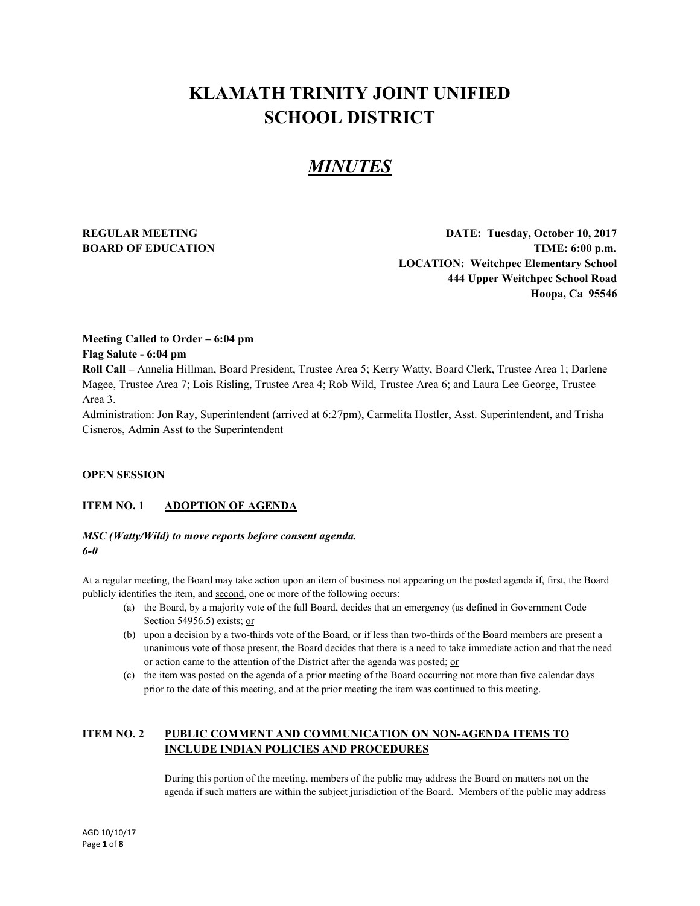# KLAMATH TRINITY JOINT UNIFIED SCHOOL DISTRICT

## *MINUTES*

**REGULAR MEETING**
**BOARD OF EDUCATION**

**DATE: Tuesday, October 10, 2017**
**TIME: 6:00 p.m.**
**LOCATION: Weitchpec Elementary School**
**444 Upper Weitchpec School Road**
**Hoopa, Ca 95546**

**Meeting Called to Order – 6:04 pm**
**Flag Salute - 6:04 pm**
**Roll Call –** Annelia Hillman, Board President, Trustee Area 5; Kerry Watty, Board Clerk, Trustee Area 1; Darlene Magee, Trustee Area 7; Lois Risling, Trustee Area 4; Rob Wild, Trustee Area 6; and Laura Lee George, Trustee Area 3.
Administration: Jon Ray, Superintendent (arrived at 6:27pm), Carmelita Hostler, Asst. Superintendent, and Trisha Cisneros, Admin Asst to the Superintendent

**OPEN SESSION**

**ITEM NO. 1 ADOPTION OF AGENDA**

***MSC (Watty/Wild) to move reports before consent agenda.***
***6-0***

At a regular meeting, the Board may take action upon an item of business not appearing on the posted agenda if, first, the Board publicly identifies the item, and second, one or more of the following occurs:

(a) the Board, by a majority vote of the full Board, decides that an emergency (as defined in Government Code Section 54956.5) exists; or
(b) upon a decision by a two-thirds vote of the Board, or if less than two-thirds of the Board members are present a unanimous vote of those present, the Board decides that there is a need to take immediate action and that the need or action came to the attention of the District after the agenda was posted; or
(c) the item was posted on the agenda of a prior meeting of the Board occurring not more than five calendar days prior to the date of this meeting, and at the prior meeting the item was continued to this meeting.

**ITEM NO. 2 PUBLIC COMMENT AND COMMUNICATION ON NON-AGENDA ITEMS TO INCLUDE INDIAN POLICIES AND PROCEDURES**

During this portion of the meeting, members of the public may address the Board on matters not on the agenda if such matters are within the subject jurisdiction of the Board. Members of the public may address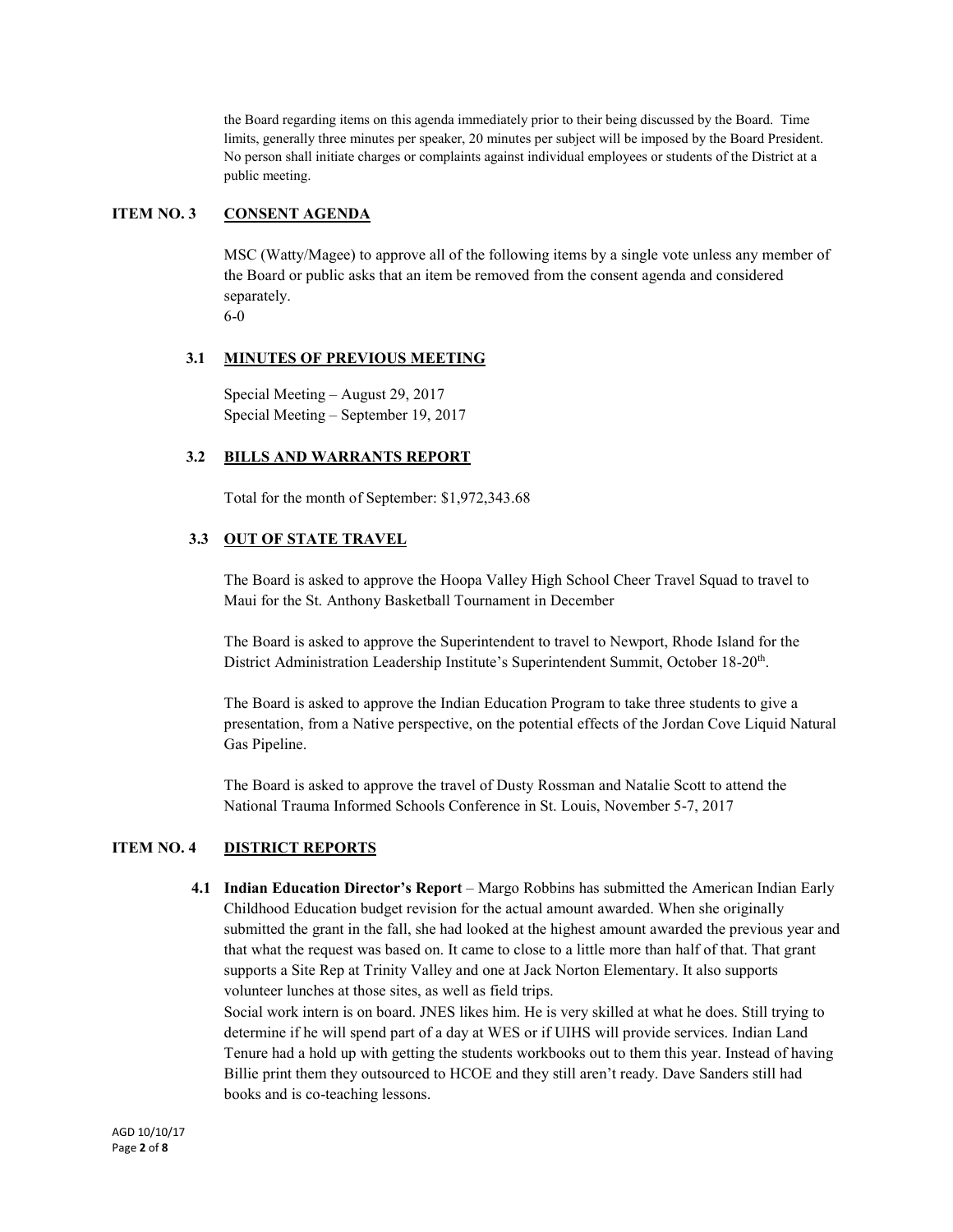the Board regarding items on this agenda immediately prior to their being discussed by the Board. Time limits, generally three minutes per speaker, 20 minutes per subject will be imposed by the Board President. No person shall initiate charges or complaints against individual employees or students of the District at a public meeting.

## ITEM NO. 3 CONSENT AGENDA

MSC (Watty/Magee) to approve all of the following items by a single vote unless any member of the Board or public asks that an item be removed from the consent agenda and considered separately.
6-0

### 3.1 MINUTES OF PREVIOUS MEETING

Special Meeting – August 29, 2017
Special Meeting – September 19, 2017

### 3.2 BILLS AND WARRANTS REPORT

Total for the month of September: $1,972,343.68

### 3.3 OUT OF STATE TRAVEL

The Board is asked to approve the Hoopa Valley High School Cheer Travel Squad to travel to Maui for the St. Anthony Basketball Tournament in December

The Board is asked to approve the Superintendent to travel to Newport, Rhode Island for the District Administration Leadership Institute's Superintendent Summit, October 18-20th.

The Board is asked to approve the Indian Education Program to take three students to give a presentation, from a Native perspective, on the potential effects of the Jordan Cove Liquid Natural Gas Pipeline.

The Board is asked to approve the travel of Dusty Rossman and Natalie Scott to attend the National Trauma Informed Schools Conference in St. Louis, November 5-7, 2017

## ITEM NO. 4 DISTRICT REPORTS

**4.1 Indian Education Director's Report** – Margo Robbins has submitted the American Indian Early Childhood Education budget revision for the actual amount awarded. When she originally submitted the grant in the fall, she had looked at the highest amount awarded the previous year and that what the request was based on. It came to close to a little more than half of that. That grant supports a Site Rep at Trinity Valley and one at Jack Norton Elementary. It also supports volunteer lunches at those sites, as well as field trips.
Social work intern is on board. JNES likes him. He is very skilled at what he does. Still trying to determine if he will spend part of a day at WES or if UIHS will provide services. Indian Land Tenure had a hold up with getting the students workbooks out to them this year. Instead of having Billie print them they outsourced to HCOE and they still aren't ready. Dave Sanders still had books and is co-teaching lessons.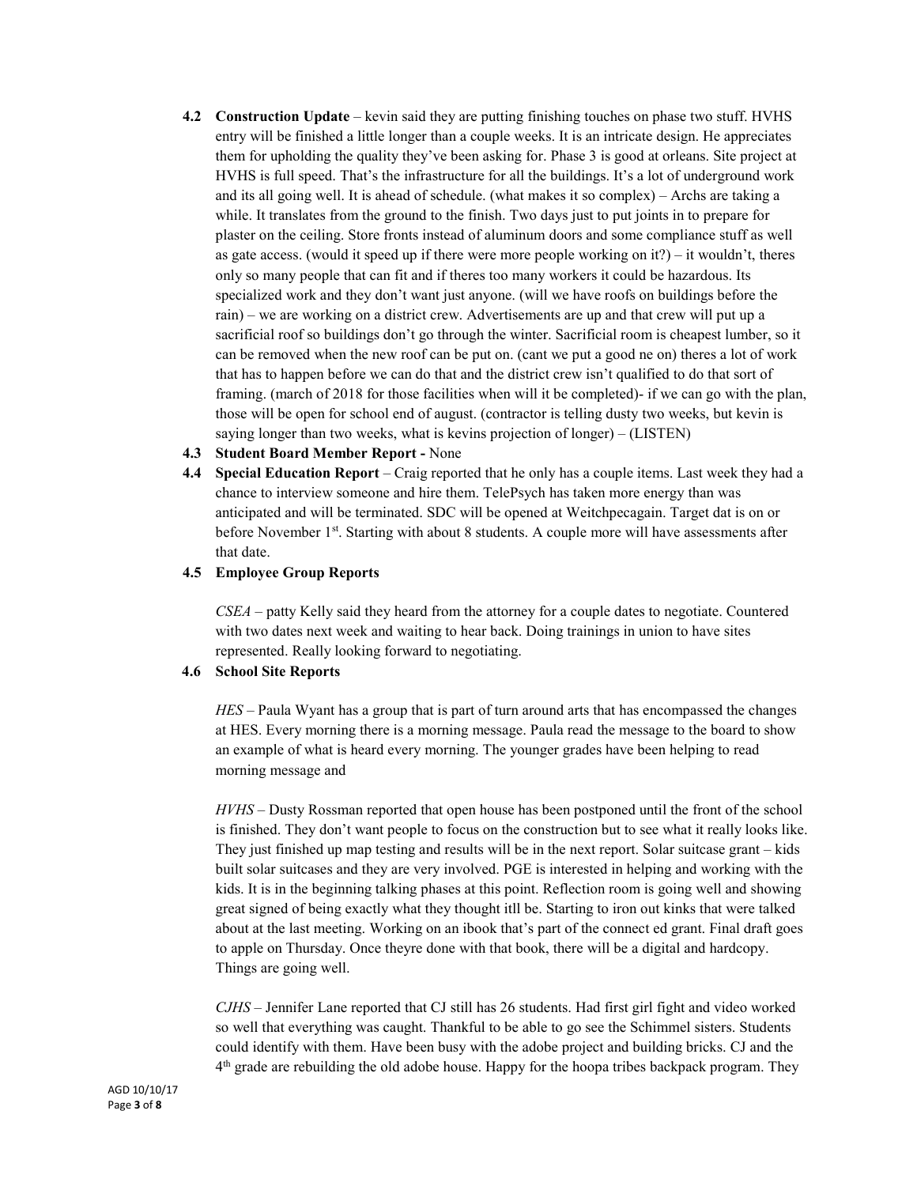**4.2 Construction Update** – kevin said they are putting finishing touches on phase two stuff. HVHS entry will be finished a little longer than a couple weeks. It is an intricate design. He appreciates them for upholding the quality they've been asking for. Phase 3 is good at orleans. Site project at HVHS is full speed. That's the infrastructure for all the buildings. It's a lot of underground work and its all going well. It is ahead of schedule. (what makes it so complex) – Archs are taking a while. It translates from the ground to the finish. Two days just to put joints in to prepare for plaster on the ceiling. Store fronts instead of aluminum doors and some compliance stuff as well as gate access. (would it speed up if there were more people working on it?) – it wouldn't, theres only so many people that can fit and if theres too many workers it could be hazardous. Its specialized work and they don't want just anyone. (will we have roofs on buildings before the rain) – we are working on a district crew. Advertisements are up and that crew will put up a sacrificial roof so buildings don't go through the winter. Sacrificial room is cheapest lumber, so it can be removed when the new roof can be put on. (cant we put a good ne on) theres a lot of work that has to happen before we can do that and the district crew isn't qualified to do that sort of framing. (march of 2018 for those facilities when will it be completed)- if we can go with the plan, those will be open for school end of august. (contractor is telling dusty two weeks, but kevin is saying longer than two weeks, what is kevins projection of longer) – (LISTEN)

**4.3 Student Board Member Report -** None

**4.4 Special Education Report** – Craig reported that he only has a couple items. Last week they had a chance to interview someone and hire them. TelePsych has taken more energy than was anticipated and will be terminated. SDC will be opened at Weitchpecagain. Target dat is on or before November 1st. Starting with about 8 students. A couple more will have assessments after that date.

**4.5 Employee Group Reports**

*CSEA* – patty Kelly said they heard from the attorney for a couple dates to negotiate. Countered with two dates next week and waiting to hear back. Doing trainings in union to have sites represented. Really looking forward to negotiating.

**4.6 School Site Reports**

*HES* – Paula Wyant has a group that is part of turn around arts that has encompassed the changes at HES. Every morning there is a morning message. Paula read the message to the board to show an example of what is heard every morning. The younger grades have been helping to read morning message and

*HVHS* – Dusty Rossman reported that open house has been postponed until the front of the school is finished. They don't want people to focus on the construction but to see what it really looks like. They just finished up map testing and results will be in the next report. Solar suitcase grant – kids built solar suitcases and they are very involved. PGE is interested in helping and working with the kids. It is in the beginning talking phases at this point. Reflection room is going well and showing great signed of being exactly what they thought itll be. Starting to iron out kinks that were talked about at the last meeting. Working on an ibook that's part of the connect ed grant. Final draft goes to apple on Thursday. Once theyre done with that book, there will be a digital and hardcopy. Things are going well.

*CJHS* – Jennifer Lane reported that CJ still has 26 students. Had first girl fight and video worked so well that everything was caught. Thankful to be able to go see the Schimmel sisters. Students could identify with them. Have been busy with the adobe project and building bricks. CJ and the 4th grade are rebuilding the old adobe house. Happy for the hoopa tribes backpack program. They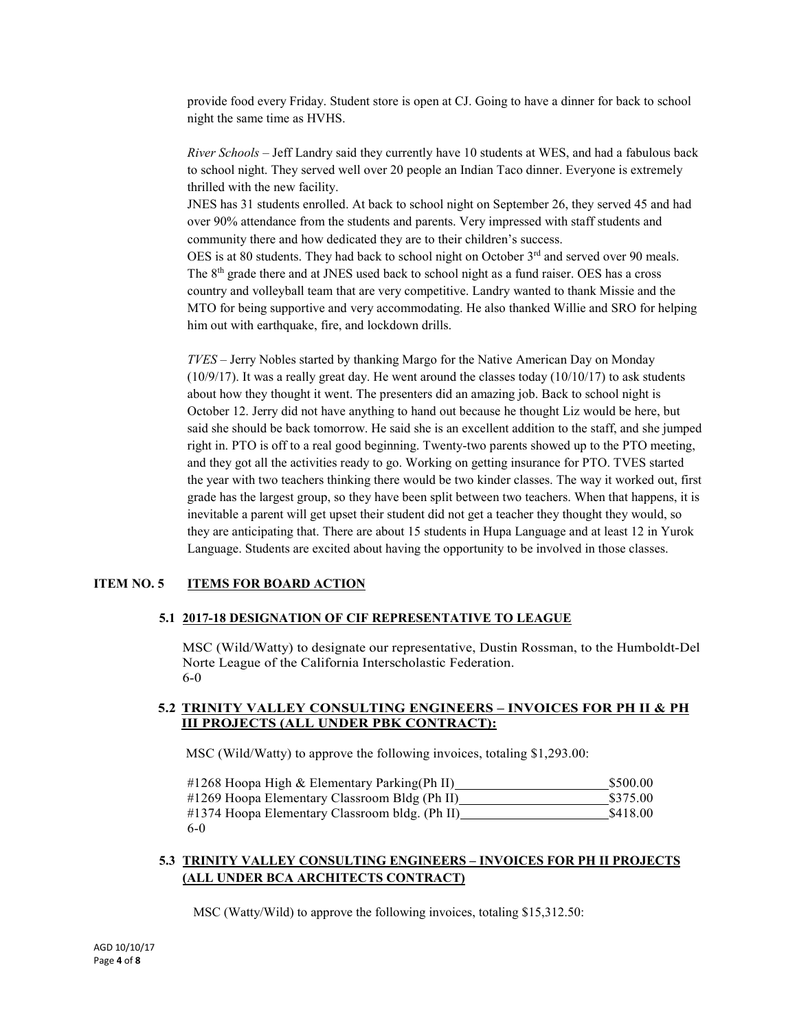provide food every Friday. Student store is open at CJ. Going to have a dinner for back to school night the same time as HVHS.

*River Schools* – Jeff Landry said they currently have 10 students at WES, and had a fabulous back to school night. They served well over 20 people an Indian Taco dinner. Everyone is extremely thrilled with the new facility.

JNES has 31 students enrolled. At back to school night on September 26, they served 45 and had over 90% attendance from the students and parents. Very impressed with staff students and community there and how dedicated they are to their children's success.

OES is at 80 students. They had back to school night on October 3rd and served over 90 meals. The 8th grade there and at JNES used back to school night as a fund raiser. OES has a cross country and volleyball team that are very competitive. Landry wanted to thank Missie and the MTO for being supportive and very accommodating. He also thanked Willie and SRO for helping him out with earthquake, fire, and lockdown drills.

*TVES* – Jerry Nobles started by thanking Margo for the Native American Day on Monday (10/9/17). It was a really great day. He went around the classes today (10/10/17) to ask students about how they thought it went. The presenters did an amazing job. Back to school night is October 12. Jerry did not have anything to hand out because he thought Liz would be here, but said she should be back tomorrow. He said she is an excellent addition to the staff, and she jumped right in. PTO is off to a real good beginning. Twenty-two parents showed up to the PTO meeting, and they got all the activities ready to go. Working on getting insurance for PTO. TVES started the year with two teachers thinking there would be two kinder classes. The way it worked out, first grade has the largest group, so they have been split between two teachers. When that happens, it is inevitable a parent will get upset their student did not get a teacher they thought they would, so they are anticipating that. There are about 15 students in Hupa Language and at least 12 in Yurok Language. Students are excited about having the opportunity to be involved in those classes.

## ITEM NO. 5 ITEMS FOR BOARD ACTION

### 5.1 2017-18 DESIGNATION OF CIF REPRESENTATIVE TO LEAGUE

MSC (Wild/Watty) to designate our representative, Dustin Rossman, to the Humboldt-Del Norte League of the California Interscholastic Federation.
6-0

### 5.2 TRINITY VALLEY CONSULTING ENGINEERS – INVOICES FOR PH II & PH III PROJECTS (ALL UNDER PBK CONTRACT):

MSC (Wild/Watty) to approve the following invoices, totaling $1,293.00:

#1268 Hoopa High & Elementary Parking(Ph II) $500.00
#1269 Hoopa Elementary Classroom Bldg (Ph II) $375.00
#1374 Hoopa Elementary Classroom bldg. (Ph II) $418.00
6-0

### 5.3 TRINITY VALLEY CONSULTING ENGINEERS – INVOICES FOR PH II PROJECTS (ALL UNDER BCA ARCHITECTS CONTRACT)

MSC (Watty/Wild) to approve the following invoices, totaling $15,312.50: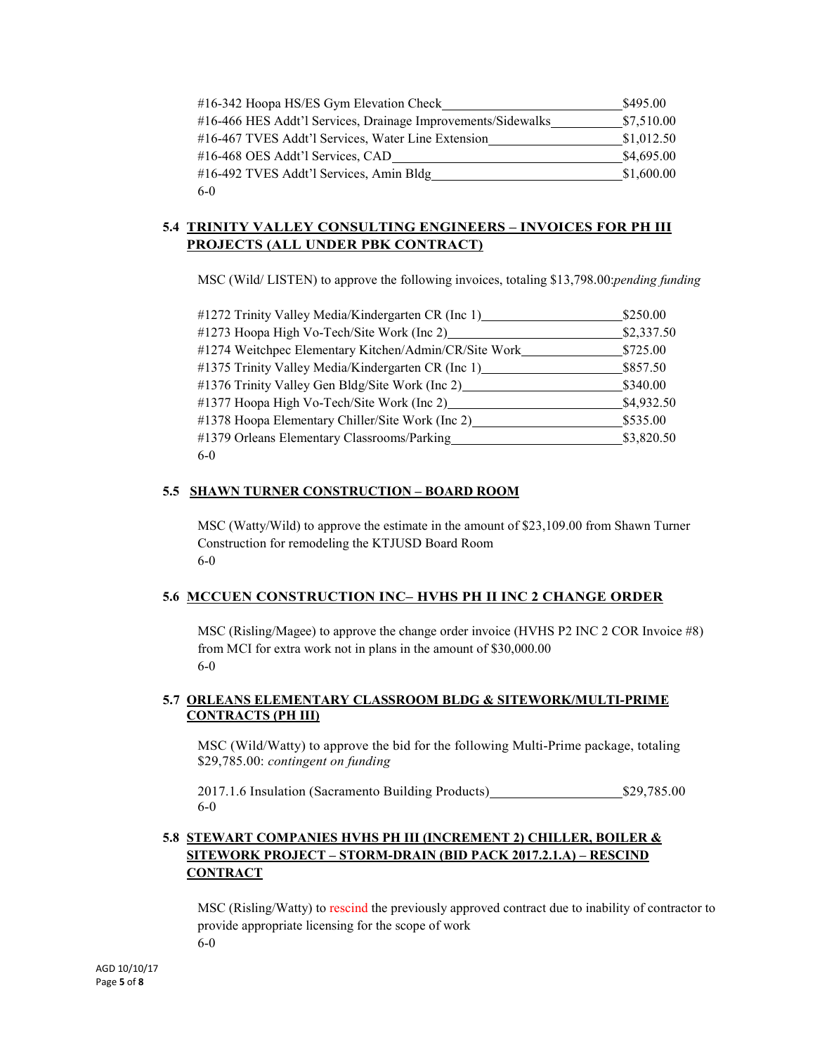| | |
|---|---|
| #16-342 Hoopa HS/ES Gym Elevation Check | $495.00 |
| #16-466 HES Addt'l Services, Drainage Improvements/Sidewalks | $7,510.00 |
| #16-467 TVES Addt'l Services, Water Line Extension | $1,012.50 |
| #16-468 OES Addt'l Services, CAD | $4,695.00 |
| #16-492 TVES Addt'l Services, Amin Bldg | $1,600.00 |

6-0

### 5.4 TRINITY VALLEY CONSULTING ENGINEERS – INVOICES FOR PH III PROJECTS (ALL UNDER PBK CONTRACT)

MSC (Wild/ LISTEN) to approve the following invoices, totaling $13,798.00:*pending funding*

| | |
|---|---|
| #1272 Trinity Valley Media/Kindergarten CR (Inc 1) | $250.00 |
| #1273 Hoopa High Vo-Tech/Site Work (Inc 2) | $2,337.50 |
| #1274 Weitchpec Elementary Kitchen/Admin/CR/Site Work | $725.00 |
| #1375 Trinity Valley Media/Kindergarten CR (Inc 1) | $857.50 |
| #1376 Trinity Valley Gen Bldg/Site Work (Inc 2) | $340.00 |
| #1377 Hoopa High Vo-Tech/Site Work (Inc 2) | $4,932.50 |
| #1378 Hoopa Elementary Chiller/Site Work (Inc 2) | $535.00 |
| #1379 Orleans Elementary Classrooms/Parking | $3,820.50 |

6-0

### 5.5 SHAWN TURNER CONSTRUCTION – BOARD ROOM

MSC (Watty/Wild) to approve the estimate in the amount of $23,109.00 from Shawn Turner Construction for remodeling the KTJUSD Board Room
6-0

### 5.6 MCCUEN CONSTRUCTION INC– HVHS PH II INC 2 CHANGE ORDER

MSC (Risling/Magee) to approve the change order invoice (HVHS P2 INC 2 COR Invoice #8) from MCI for extra work not in plans in the amount of $30,000.00
6-0

### 5.7 ORLEANS ELEMENTARY CLASSROOM BLDG & SITEWORK/MULTI-PRIME CONTRACTS (PH III)

MSC (Wild/Watty) to approve the bid for the following Multi-Prime package, totaling $29,785.00: *contingent on funding*

| | |
|---|---|
| 2017.1.6 Insulation (Sacramento Building Products) | $29,785.00 |

6-0

### 5.8 STEWART COMPANIES HVHS PH III (INCREMENT 2) CHILLER, BOILER & SITEWORK PROJECT – STORM-DRAIN (BID PACK 2017.2.1.A) – RESCIND CONTRACT

MSC (Risling/Watty) to rescind the previously approved contract due to inability of contractor to provide appropriate licensing for the scope of work
6-0

AGD 10/10/17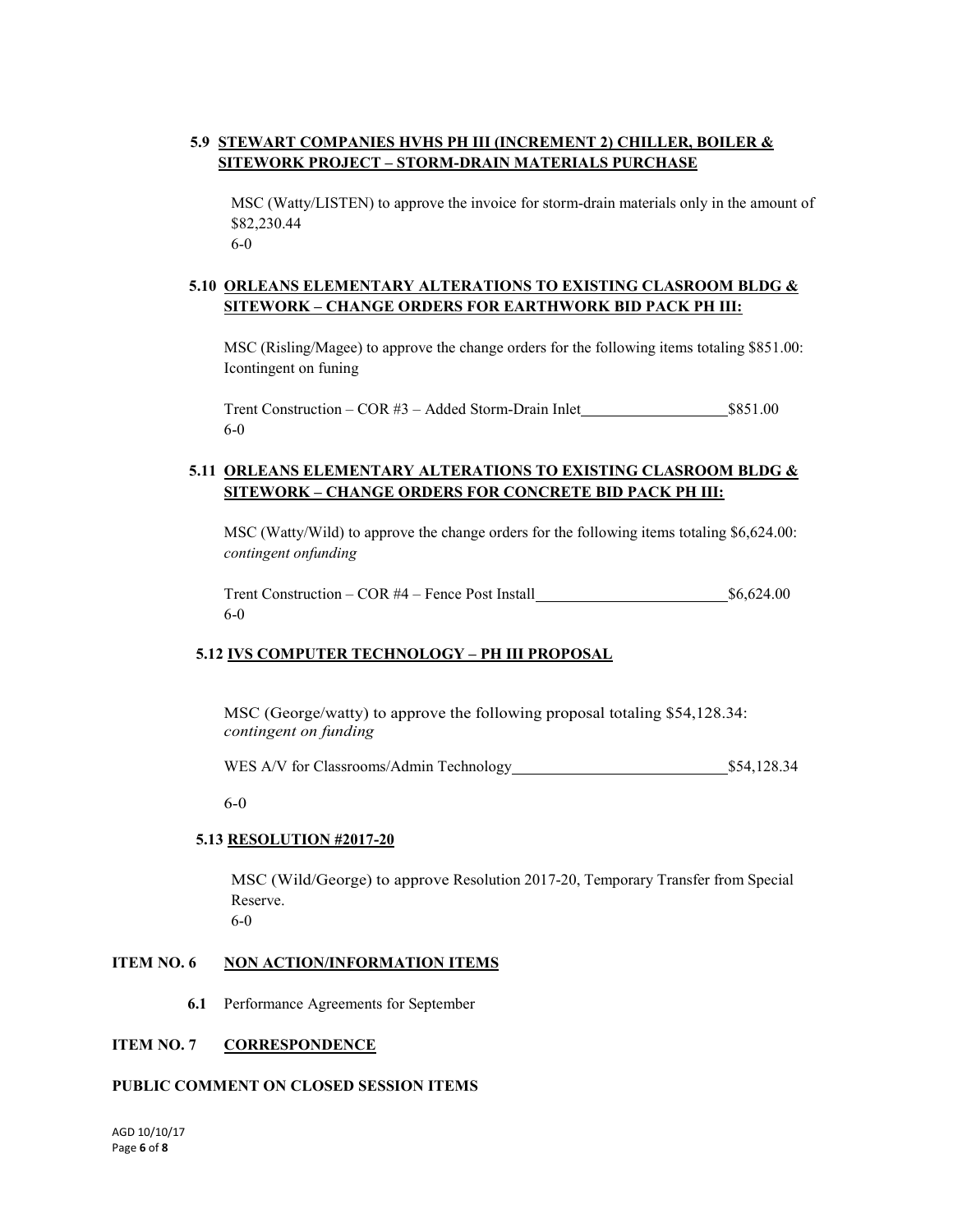**5.9 <u>STEWART COMPANIES HVHS PH III (INCREMENT 2) CHILLER, BOILER & SITEWORK PROJECT – STORM-DRAIN MATERIALS PURCHASE</u>**

MSC (Watty/LISTEN) to approve the invoice for storm-drain materials only in the amount of $82,230.44
6-0

**5.10 <u>ORLEANS ELEMENTARY ALTERATIONS TO EXISTING CLASROOM BLDG & SITEWORK – CHANGE ORDERS FOR EARTHWORK BID PACK PH III:</u>**

MSC (Risling/Magee) to approve the change orders for the following items totaling $851.00: Icontingent on funing

Trent Construction – COR #3 – Added Storm-Drain Inlet____________________$851.00
6-0

**5.11 <u>ORLEANS ELEMENTARY ALTERATIONS TO EXISTING CLASROOM BLDG & SITEWORK – CHANGE ORDERS FOR CONCRETE BID PACK PH III:</u>**

MSC (Watty/Wild) to approve the change orders for the following items totaling $6,624.00:
*contingent onfunding*

Trent Construction – COR #4 – Fence Post Install__________________________$6,624.00
6-0

**5.12 <u>IVS COMPUTER TECHNOLOGY – PH III PROPOSAL</u>**

MSC (George/watty) to approve the following proposal totaling $54,128.34:
*contingent on funding*

WES A/V for Classrooms/Admin Technology____________________________$54,128.34

6-0

**5.13 <u>RESOLUTION #2017-20</u>**

MSC (Wild/George) to approve Resolution 2017-20, Temporary Transfer from Special Reserve.
6-0

**ITEM NO. 6 <u>NON ACTION/INFORMATION ITEMS</u>**

**6.1** Performance Agreements for September

**ITEM NO. 7 <u>CORRESPONDENCE</u>**

**PUBLIC COMMENT ON CLOSED SESSION ITEMS**

AGD 10/10/17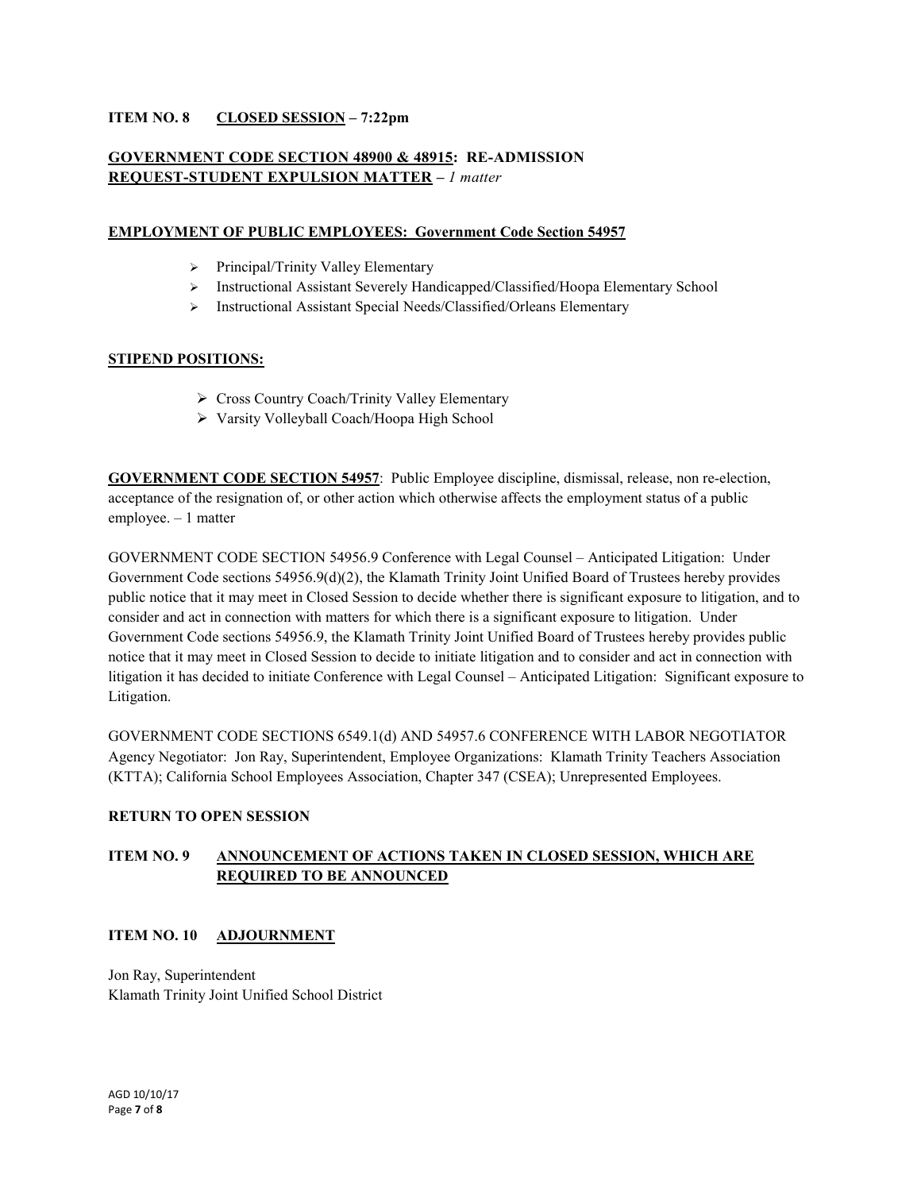**ITEM NO. 8 CLOSED SESSION – 7:22pm**

**GOVERNMENT CODE SECTION 48900 & 48915: RE-ADMISSION REQUEST-STUDENT EXPULSION MATTER** – *1 matter*

**EMPLOYMENT OF PUBLIC EMPLOYEES: Government Code Section 54957**

- Principal/Trinity Valley Elementary
- Instructional Assistant Severely Handicapped/Classified/Hoopa Elementary School
- Instructional Assistant Special Needs/Classified/Orleans Elementary

**STIPEND POSITIONS:**

- Cross Country Coach/Trinity Valley Elementary
- Varsity Volleyball Coach/Hoopa High School

**GOVERNMENT CODE SECTION 54957**: Public Employee discipline, dismissal, release, non re-election, acceptance of the resignation of, or other action which otherwise affects the employment status of a public employee. – 1 matter

GOVERNMENT CODE SECTION 54956.9 Conference with Legal Counsel – Anticipated Litigation: Under Government Code sections 54956.9(d)(2), the Klamath Trinity Joint Unified Board of Trustees hereby provides public notice that it may meet in Closed Session to decide whether there is significant exposure to litigation, and to consider and act in connection with matters for which there is a significant exposure to litigation. Under Government Code sections 54956.9, the Klamath Trinity Joint Unified Board of Trustees hereby provides public notice that it may meet in Closed Session to decide to initiate litigation and to consider and act in connection with litigation it has decided to initiate Conference with Legal Counsel – Anticipated Litigation: Significant exposure to Litigation.

GOVERNMENT CODE SECTIONS 6549.1(d) AND 54957.6 CONFERENCE WITH LABOR NEGOTIATOR Agency Negotiator: Jon Ray, Superintendent, Employee Organizations: Klamath Trinity Teachers Association (KTTA); California School Employees Association, Chapter 347 (CSEA); Unrepresented Employees.

**RETURN TO OPEN SESSION**

**ITEM NO. 9 ANNOUNCEMENT OF ACTIONS TAKEN IN CLOSED SESSION, WHICH ARE REQUIRED TO BE ANNOUNCED**

**ITEM NO. 10 ADJOURNMENT**

Jon Ray, Superintendent
Klamath Trinity Joint Unified School District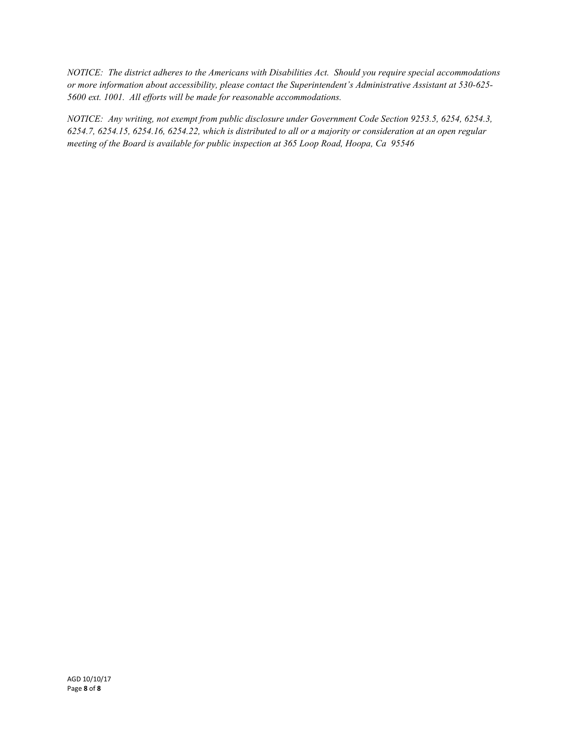*NOTICE: The district adheres to the Americans with Disabilities Act. Should you require special accommodations or more information about accessibility, please contact the Superintendent's Administrative Assistant at 530-625-5600 ext. 1001. All efforts will be made for reasonable accommodations.*

*NOTICE: Any writing, not exempt from public disclosure under Government Code Section 9253.5, 6254, 6254.3, 6254.7, 6254.15, 6254.16, 6254.22, which is distributed to all or a majority or consideration at an open regular meeting of the Board is available for public inspection at 365 Loop Road, Hoopa, Ca 95546*